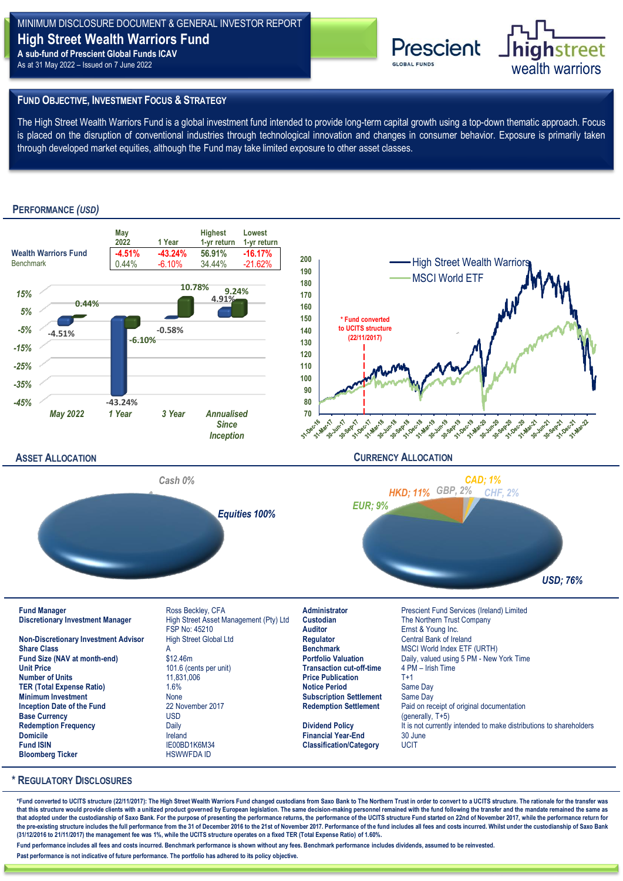MINIMUM DISCLOSURE DOCUMENT & GENERAL INVESTOR REPORT

# High Street Wealth Warriors Fund

**A sub-fund of Prescient Global Funds ICAV**

As at 31 May 2022 – Issued on 7 June 2022

## Fund Objective, Investment Focus & Strategy

The High Street Wealth Warriors Fund is a global investment fund intended to provide long-term capital growth using a top-down thematic approach. Focus is placed on the disruption of conventional industries through technological innovation and changes in consumer behavior. Exposure is primarily taken through developed market equities, although the Fund may take limited exposure to other asset classes.

## Performance *(USD)*

| | May 2022 | 1 Year | Highest 1-yr return | Lowest 1-yr return |
|---|---|---|---|---|
| **Wealth Warriors Fund** | -4.51% | -43.24% | 56.91% | -16.17% |
| Benchmark | 0.44% | -6.10% | 34.44% | -21.62% |

| | May 2022 | 1 Year | 3 Year | Annualised Since Inception |
|---|---|---|---|---|
| Wealth Warriors Fund | -4.51% | -43.24% | -0.58% | 4.91% |
| Benchmark | 0.44% | -6.10% | 10.78% | 9.24% |

High Street Wealth Warriors vs MSCI World ETF

\* Fund converted to UCITS structure (22/11/2017)

## Asset Allocation

- Equities 100%
- Cash 0%

## Currency Allocation

- USD; 76%
- HKD; 11%
- EUR; 9%
- GBP; 2%
- CHF; 2%
- CAD; 1%

| | | | |
|---|---|---|---|
| **Fund Manager** | Ross Beckley, CFA | **Administrator** | Prescient Fund Services (Ireland) Limited |
| **Discretionary Investment Manager** | High Street Asset Management (Pty) Ltd FSP No: 45210 | **Custodian** | The Northern Trust Company |
| | | **Auditor** | Ernst & Young Inc. |
| **Non-Discretionary Investment Advisor** | High Street Global Ltd | **Regulator** | Central Bank of Ireland |
| **Share Class** | A | **Benchmark** | MSCI World Index ETF (URTH) |
| **Fund Size (NAV at month-end)** | $12.46m | **Portfolio Valuation** | Daily, valued using 5 PM - New York Time |
| **Unit Price** | 101.6 (cents per unit) | **Transaction cut-off-time** | 4 PM – Irish Time |
| **Number of Units** | 11,831,006 | **Price Publication** | T+1 |
| **TER (Total Expense Ratio)** | 1.6% | **Notice Period** | Same Day |
| **Minimum Investment** | None | **Subscription Settlement** | Same Day |
| **Inception Date of the Fund** | 22 November 2017 | **Redemption Settlement** | Paid on receipt of original documentation (generally, T+5) |
| **Base Currency** | USD | | |
| **Redemption Frequency** | Daily | **Dividend Policy** | It is not currently intended to make distributions to shareholders |
| **Domicile** | Ireland | **Financial Year-End** | 30 June |
| **Fund ISIN** | IE00BD1K6M34 | **Classification/Category** | UCIT |
| **Bloomberg Ticker** | HSWWFDA ID | | |

## * Regulatory Disclosures

**\*Fund converted to UCITS structure (22/11/2017): The High Street Wealth Warriors Fund changed custodians from Saxo Bank to The Northern Trust in order to convert to a UCITS structure. The rationale for the transfer was that this structure would provide clients with a unitized product governed by European legislation. The same decision-making personnel remained with the fund following the transfer and the mandate remained the same as that adopted under the custodianship of Saxo Bank. For the purpose of presenting the performance returns, the performance of the UCITS structure Fund started on 22nd of November 2017, while the performance return for the pre-existing structure includes the full performance from the 31 of December 2016 to the 21st of November 2017. Performance of the fund includes all fees and costs incurred. Whilst under the custodianship of Saxo Bank (31/12/2016 to 21/11/2017) the management fee was 1%, while the UCITS structure operates on a fixed TER (Total Expense Ratio) of 1.60%.**

**Fund performance includes all fees and costs incurred. Benchmark performance is shown without any fees. Benchmark performance includes dividends, assumed to be reinvested.**

**Past performance is not indicative of future performance. The portfolio has adhered to its policy objective.**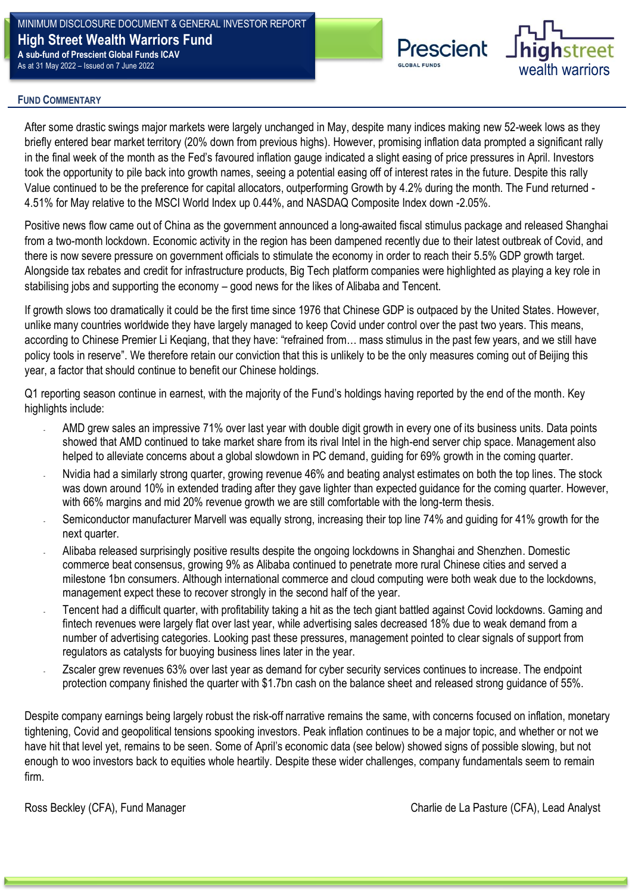MINIMUM DISCLOSURE DOCUMENT & GENERAL INVESTOR REPORT

# High Street Wealth Warriors Fund

**A sub-fund of Prescient Global Funds ICAV**

As at 31 May 2022 – Issued on 7 June 2022

## Fund Commentary

After some drastic swings major markets were largely unchanged in May, despite many indices making new 52-week lows as they briefly entered bear market territory (20% down from previous highs). However, promising inflation data prompted a significant rally in the final week of the month as the Fed's favoured inflation gauge indicated a slight easing of price pressures in April. Investors took the opportunity to pile back into growth names, seeing a potential easing off of interest rates in the future. Despite this rally Value continued to be the preference for capital allocators, outperforming Growth by 4.2% during the month. The Fund returned -4.51% for May relative to the MSCI World Index up 0.44%, and NASDAQ Composite Index down -2.05%.

Positive news flow came out of China as the government announced a long-awaited fiscal stimulus package and released Shanghai from a two-month lockdown. Economic activity in the region has been dampened recently due to their latest outbreak of Covid, and there is now severe pressure on government officials to stimulate the economy in order to reach their 5.5% GDP growth target. Alongside tax rebates and credit for infrastructure products, Big Tech platform companies were highlighted as playing a key role in stabilising jobs and supporting the economy – good news for the likes of Alibaba and Tencent.

If growth slows too dramatically it could be the first time since 1976 that Chinese GDP is outpaced by the United States. However, unlike many countries worldwide they have largely managed to keep Covid under control over the past two years. This means, according to Chinese Premier Li Keqiang, that they have: "refrained from… mass stimulus in the past few years, and we still have policy tools in reserve". We therefore retain our conviction that this is unlikely to be the only measures coming out of Beijing this year, a factor that should continue to benefit our Chinese holdings.

Q1 reporting season continue in earnest, with the majority of the Fund's holdings having reported by the end of the month. Key highlights include:

- AMD grew sales an impressive 71% over last year with double digit growth in every one of its business units. Data points showed that AMD continued to take market share from its rival Intel in the high-end server chip space. Management also helped to alleviate concerns about a global slowdown in PC demand, guiding for 69% growth in the coming quarter.
- Nvidia had a similarly strong quarter, growing revenue 46% and beating analyst estimates on both the top lines. The stock was down around 10% in extended trading after they gave lighter than expected guidance for the coming quarter. However, with 66% margins and mid 20% revenue growth we are still comfortable with the long-term thesis.
- Semiconductor manufacturer Marvell was equally strong, increasing their top line 74% and guiding for 41% growth for the next quarter.
- Alibaba released surprisingly positive results despite the ongoing lockdowns in Shanghai and Shenzhen. Domestic commerce beat consensus, growing 9% as Alibaba continued to penetrate more rural Chinese cities and served a milestone 1bn consumers. Although international commerce and cloud computing were both weak due to the lockdowns, management expect these to recover strongly in the second half of the year.
- Tencent had a difficult quarter, with profitability taking a hit as the tech giant battled against Covid lockdowns. Gaming and fintech revenues were largely flat over last year, while advertising sales decreased 18% due to weak demand from a number of advertising categories. Looking past these pressures, management pointed to clear signals of support from regulators as catalysts for buoying business lines later in the year.
- Zscaler grew revenues 63% over last year as demand for cyber security services continues to increase. The endpoint protection company finished the quarter with $1.7bn cash on the balance sheet and released strong guidance of 55%.

Despite company earnings being largely robust the risk-off narrative remains the same, with concerns focused on inflation, monetary tightening, Covid and geopolitical tensions spooking investors. Peak inflation continues to be a major topic, and whether or not we have hit that level yet, remains to be seen. Some of April's economic data (see below) showed signs of possible slowing, but not enough to woo investors back to equities whole heartily. Despite these wider challenges, company fundamentals seem to remain firm.

Ross Beckley (CFA), Fund Manager

Charlie de La Pasture (CFA), Lead Analyst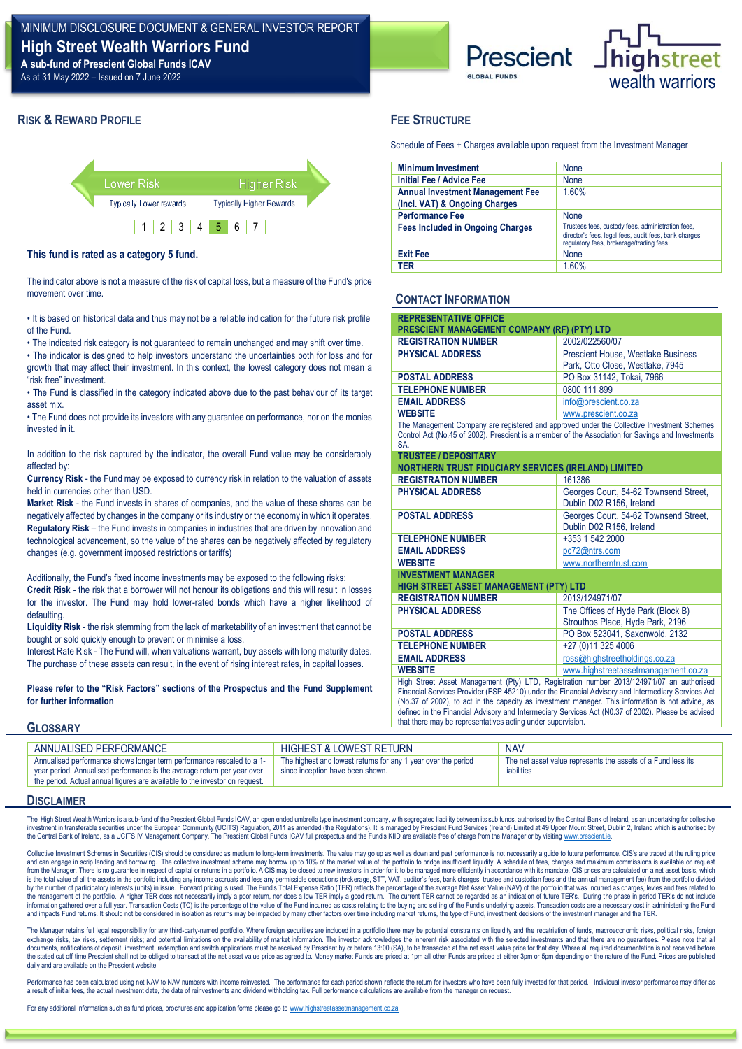MINIMUM DISCLOSURE DOCUMENT & GENERAL INVESTOR REPORT

# High Street Wealth Warriors Fund

**A sub-fund of Prescient Global Funds ICAV**

As at 31 May 2022 – Issued on 7 June 2022

## Risk & Reward Profile

Lower Risk — Higher Risk

Typically Lower rewards — Typically Higher Rewards

1 2 3 4 5 6 7

**This fund is rated as a category 5 fund.**

The indicator above is not a measure of the risk of capital loss, but a measure of the Fund's price movement over time.

- It is based on historical data and thus may not be a reliable indication for the future risk profile of the Fund.
- The indicated risk category is not guaranteed to remain unchanged and may shift over time.
- The indicator is designed to help investors understand the uncertainties both for loss and for growth that may affect their investment. In this context, the lowest category does not mean a "risk free" investment.
- The Fund is classified in the category indicated above due to the past behaviour of its target asset mix.
- The Fund does not provide its investors with any guarantee on performance, nor on the monies invested in it.

In addition to the risk captured by the indicator, the overall Fund value may be considerably affected by:

**Currency Risk** - the Fund may be exposed to currency risk in relation to the valuation of assets held in currencies other than USD.

**Market Risk** - the Fund invests in shares of companies, and the value of these shares can be negatively affected by changes in the company or its industry or the economy in which it operates.

**Regulatory Risk** – the Fund invests in companies in industries that are driven by innovation and technological advancement, so the value of the shares can be negatively affected by regulatory changes (e.g. government imposed restrictions or tariffs)

Additionally, the Fund's fixed income investments may be exposed to the following risks:

**Credit Risk** - the risk that a borrower will not honour its obligations and this will result in losses for the investor. The Fund may hold lower-rated bonds which have a higher likelihood of defaulting.

**Liquidity Risk** - the risk stemming from the lack of marketability of an investment that cannot be bought or sold quickly enough to prevent or minimise a loss.

Interest Rate Risk - The Fund will, when valuations warrant, buy assets with long maturity dates. The purchase of these assets can result, in the event of rising interest rates, in capital losses.

**Please refer to the "Risk Factors" sections of the Prospectus and the Fund Supplement for further information**

## Fee Structure

Schedule of Fees + Charges available upon request from the Investment Manager

| | |
|---|---|
| **Minimum Investment** | None |
| **Initial Fee / Advice Fee** | None |
| **Annual Investment Management Fee (Incl. VAT) & Ongoing Charges** | 1.60% |
| **Performance Fee** | None |
| **Fees Included in Ongoing Charges** | Trustees fees, custody fees, administration fees, director's fees, legal fees, audit fees, bank charges, regulatory fees, brokerage/trading fees |
| **Exit Fee** | None |
| **TER** | 1.60% |

## Contact Information

| | |
|---|---|
| **REPRESENTATIVE OFFICE PRESCIENT MANAGEMENT COMPANY (RF) (PTY) LTD** | |
| **REGISTRATION NUMBER** | 2002/022560/07 |
| **PHYSICAL ADDRESS** | Prescient House, Westlake Business Park, Otto Close, Westlake, 7945 |
| **POSTAL ADDRESS** | PO Box 31142, Tokai, 7966 |
| **TELEPHONE NUMBER** | 0800 111 899 |
| **EMAIL ADDRESS** | info@prescient.co.za |
| **WEBSITE** | www.prescient.co.za |
| The Management Company are registered and approved under the Collective Investment Schemes Control Act (No.45 of 2002). Prescient is a member of the Association for Savings and Investments SA. | |
| **TRUSTEE / DEPOSITARY NORTHERN TRUST FIDUCIARY SERVICES (IRELAND) LIMITED** | |
| **REGISTRATION NUMBER** | 161386 |
| **PHYSICAL ADDRESS** | Georges Court, 54-62 Townsend Street, Dublin D02 R156, Ireland |
| **POSTAL ADDRESS** | Georges Court, 54-62 Townsend Street, Dublin D02 R156, Ireland |
| **TELEPHONE NUMBER** | +353 1 542 2000 |
| **EMAIL ADDRESS** | pc72@ntrs.com |
| **WEBSITE** | www.northerntrust.com |
| **INVESTMENT MANAGER HIGH STREET ASSET MANAGEMENT (PTY) LTD** | |
| **REGISTRATION NUMBER** | 2013/124971/07 |
| **PHYSICAL ADDRESS** | The Offices of Hyde Park (Block B) Strouthos Place, Hyde Park, 2196 |
| **POSTAL ADDRESS** | PO Box 523041, Saxonwold, 2132 |
| **TELEPHONE NUMBER** | +27 (0)11 325 4006 |
| **EMAIL ADDRESS** | ross@highstreetholdings.co.za |
| **WEBSITE** | www.highstreetassetmanagement.co.za |
| High Street Asset Management (Pty) LTD, Registration number 2013/124971/07 an authorised Financial Services Provider (FSP 45210) under the Financial Advisory and Intermediary Services Act (No.37 of 2002), to act in the capacity as investment manager. This information is not advice, as defined in the Financial Advisory and Intermediary Services Act (N0.37 of 2002). Please be advised that there may be representatives acting under supervision. | |

## Glossary

| ANNUALISED PERFORMANCE | HIGHEST & LOWEST RETURN | NAV |
|---|---|---|
| Annualised performance shows longer term performance rescaled to a 1-year period. Annualised performance is the average return per year over the period. Actual annual figures are available to the investor on request. | The highest and lowest returns for any 1 year over the period since inception have been shown. | The net asset value represents the assets of a Fund less its liabilities |

## Disclaimer

The High Street Wealth Warriors is a sub-fund of the Prescient Global Funds ICAV, an open ended umbrella type investment company, with segregated liability between its sub funds, authorised by the Central Bank of Ireland, as an undertaking for collective investment in transferable securities under the European Community (UCITS) Regulation, 2011 as amended (the Regulations). It is managed by Prescient Fund Services (Ireland) Limited at 49 Upper Mount Street, Dublin 2, Ireland which is authorised by the Central Bank of Ireland, as a UCITS IV Management Company. The Prescient Global Funds ICAV full prospectus and the Fund's KIID are available free of charge from the Manager or by visiting www.prescient.ie.

Collective Investment Schemes in Securities (CIS) should be considered as medium to long-term investments. The value may go up as well as down and past performance is not necessarily a guide to future performance. CIS's are traded at the ruling price and can engage in scrip lending and borrowing. The collective investment scheme may borrow up to 10% of the market value of the portfolio to bridge insufficient liquidity. A schedule of fees, charges and maximum commissions is available on request from the Manager. There is no guarantee in respect of capital or returns in a portfolio. A CIS may be closed to new investors in order for it to be managed more efficiently in accordance with its mandate. CIS prices are calculated on a net asset basis, which is the total value of all the assets in the portfolio including any income accruals and less any permissible deductions (brokerage, STT, VAT, auditor's fees, bank charges, trustee and custodian fees and the annual management fee) from the portfolio divided by the number of participatory interests (units) in issue. Forward pricing is used. The Fund's Total Expense Ratio (TER) reflects the percentage of the average Net Asset Value (NAV) of the portfolio that was incurred as charges, levies and fees related to the management of the portfolio. A higher TER does not necessarily imply a poor return, nor does a low TER imply a good return. The current TER cannot be regarded as an indication of future TER's. During the phase in period TER's do not include information gathered over a full year. Transaction Costs (TC) is the percentage of the value of the Fund incurred as costs relating to the buying and selling of the Fund's underlying assets. Transaction costs are a necessary cost in administering the Fund and impacts Fund returns. It should not be considered in isolation as returns may be impacted by many other factors over time including market returns, the type of Fund, investment decisions of the investment manager and the TER.

The Manager retains full legal responsibility for any third-party-named portfolio. Where foreign securities are included in a portfolio there may be potential constraints on liquidity and the repatriation of funds, macroeconomic risks, political risks, foreign exchange risks, tax risks, settlement risks; and potential limitations on the availability of market information. The investor acknowledges the inherent risk associated with the selected investments and that there are no guarantees. Please note that all documents, notifications of deposit, investment, redemption and switch applications must be received by Prescient by or before 13:00 (SA), to be transacted at the net asset value price for that day. Where all required documentation is not received before the stated cut off time Prescient shall not be obliged to transact at the net asset value price as agreed to. Money market Funds are priced at 1pm all other Funds are priced at either 3pm or 5pm depending on the nature of the Fund. Prices are published daily and are available on the Prescient website.

Performance has been calculated using net NAV to NAV numbers with income reinvested. The performance for each period shown reflects the return for investors who have been fully invested for that period. Individual investor performance may differ as a result of initial fees, the actual investment date, the date of reinvestments and dividend withholding tax. Full performance calculations are available from the manager on request.

For any additional information such as fund prices, brochures and application forms please go to www.highstreetassetmanagement.co.za